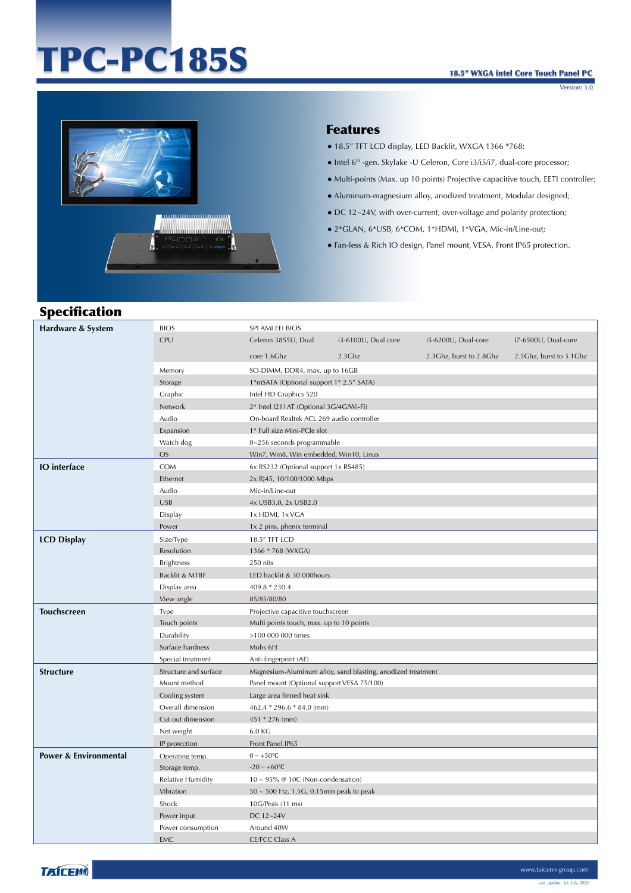# TPC-PC185S

**18.5" WXGA intel Core Touch Panel PC**

Version: 3.0

## Features

- 18.5" TFT LCD display, LED Backlit, WXGA 1366 *768;
- Intel 6th -gen. Skylake -U Celeron, Core i3/i5/i7, dual-core processor;
- Multi-points (Max. up 10 points) Projective capacitive touch, EETI controller;
- Aluminum-magnesium alloy, anodized treatment, Modular designed;
- DC 12~24V, with over-current, over-voltage and polarity protection;
- 2*GLAN, 6*USB, 6*COM, 1*HDMI, 1*VGA, Mic-in/Line-out;
- Fan-less & Rich IO design, Panel mount, VESA, Front IP65 protection.

## Specification

| Category | Item | | | | |
|---|---|---|---|---|---|
| **Hardware & System** | BIOS | SPI AMI EEI BIOS | | | |
| | CPU | Celeron 3855U, Dual core 1.6Ghz | i3-6100U, Dual core 2.3Ghz | i5-6200U, Dual-core 2.3Ghz, burst to 2.8Ghz | I7-6500U, Dual-core 2.5Ghz, burst to 3.1Ghz |
| | Memory | SO-DIMM, DDR4, max. up to 16GB | | | |
| | Storage | 1*mSATA (Optional support 1* 2.5" SATA) | | | |
| | Graphic | Intel HD Graphics 520 | | | |
| | Network | 2* Intel I211AT (Optional 3G/4G/Wi-Fi) | | | |
| | Audio | On-board Realtek ACL 269 audio controller | | | |
| | Expansion | 1* Full size Mini-PCIe slot | | | |
| | Watch dog | 0~256 seconds programmable | | | |
| | OS | Win7, Win8, Win embedded, Win10, Linux | | | |
| **IO interface** | COM | 6x RS232 (Optional support 1x RS485) | | | |
| | Ethernet | 2x RJ45, 10/100/1000 Mbps | | | |
| | Audio | Mic-in/Line-out | | | |
| | USB | 4x USB3.0, 2x USB2.0 | | | |
| | Display | 1x HDMI, 1x VGA | | | |
| | Power | 1x 2 pins, phenix terminal | | | |
| **LCD Display** | Size/Type | 18.5" TFT LCD | | | |
| | Resolution | 1366 * 768 (WXGA) | | | |
| | Brightness | 250 nits | | | |
| | Backlit & MTBF | LED backlit & 30 000hours | | | |
| | Display area | 409.8 * 230.4 | | | |
| | View angle | 85/85/80/80 | | | |
| **Touchscreen** | Type | Projective capacitive touchscreen | | | |
| | Touch points | Multi points touch, max. up to 10 points | | | |
| | Durability | >100 000 000 times | | | |
| | Surface hardness | Mohs 6H | | | |
| | Special treatment | Anti-fingerprint (AF) | | | |
| **Structure** | Structure and surface | Magnesium-Aluminum alloy, sand blasting, anodized treatment | | | |
| | Mount method | Panel mount (Optional support VESA 75/100) | | | |
| | Cooling system | Large area finned heat sink | | | |
| | Overall dimension | 462.4 * 296.6 * 84.0 (mm) | | | |
| | Cut-out dimension | 451 * 276 (mm) | | | |
| | Net weight | 6.0 KG | | | |
| | IP protection | Front Panel IP65 | | | |
| **Power & Environmental** | Operating temp. | 0 ~ +50℃ | | | |
| | Storage temp. | -20 ~ +60℃ | | | |
| | Relative Humidity | 10 ~ 95% @ 10C (Non-condensation) | | | |
| | Vibration | 50 ~ 500 Hz, 1.5G, 0.15mm peak to peak | | | |
| | Shock | 10G/Peak (11 ms) | | | |
| | Power input | DC 12~24V | | | |
| | Power consumption | Around 40W | | | |
| | EMC | CE/FCC Class A | | | |

TAICENN www.taicenn-group.com

Last update: 1st-July-2020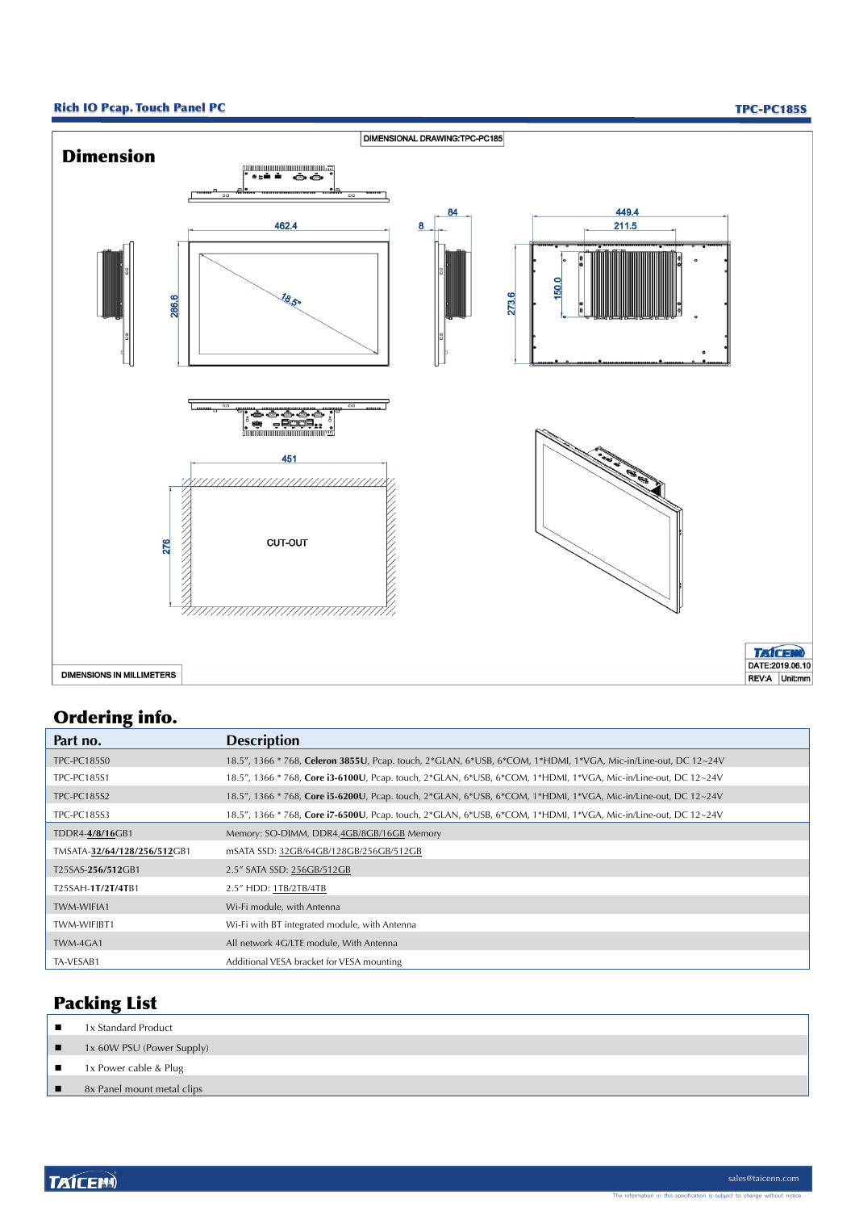## Dimension

DIMENSIONAL DRAWING:TPC-PC185

462.4
8
84
449.4
211.5
286.6
18.5"
150.0
273.6
451
276
CUT-OUT

DIMENSIONS IN MILLIMETERS

DATE:2019.06.10
REV:A
Unit:mm

## Ordering info.

| Part no. | Description |
|---|---|
| TPC-PC185S0 | 18.5", 1366 * 768, **Celeron 3855U**, Pcap. touch, 2*GLAN, 6*USB, 6*COM, 1*HDMI, 1*VGA, Mic-in/Line-out, DC 12~24V |
| TPC-PC185S1 | 18.5", 1366 * 768, **Core i3-6100U**, Pcap. touch, 2*GLAN, 6*USB, 6*COM, 1*HDMI, 1*VGA, Mic-in/Line-out, DC 12~24V |
| TPC-PC185S2 | 18.5", 1366 * 768, **Core i5-6200U**, Pcap. touch, 2*GLAN, 6*USB, 6*COM, 1*HDMI, 1*VGA, Mic-in/Line-out, DC 12~24V |
| TPC-PC185S3 | 18.5", 1366 * 768, **Core i7-6500U**, Pcap. touch, 2*GLAN, 6*USB, 6*COM, 1*HDMI, 1*VGA, Mic-in/Line-out, DC 12~24V |
| TDDR4-**4/8/16**GB1 | Memory: SO-DIMM, DDR4,4GB/8GB/16GB Memory |
| TMSATA-**32/64/128/256/512**GB1 | mSATA SSD: 32GB/64GB/128GB/256GB/512GB |
| T25SAS-**256/512**GB1 | 2.5" SATA SSD: 256GB/512GB |
| T25SAH-**1T/2T/4T**B1 | 2.5" HDD: 1TB/2TB/4TB |
| TWM-WIFIA1 | Wi-Fi module, with Antenna |
| TWM-WIFIBT1 | Wi-Fi with BT integrated module, with Antenna |
| TWM-4GA1 | All network 4G/LTE module, With Antenna |
| TA-VESAB1 | Additional VESA bracket for VESA mounting |

## Packing List

- 1x Standard Product
- 1x 60W PSU (Power Supply)
- 1x Power cable & Plug
- 8x Panel mount metal clips